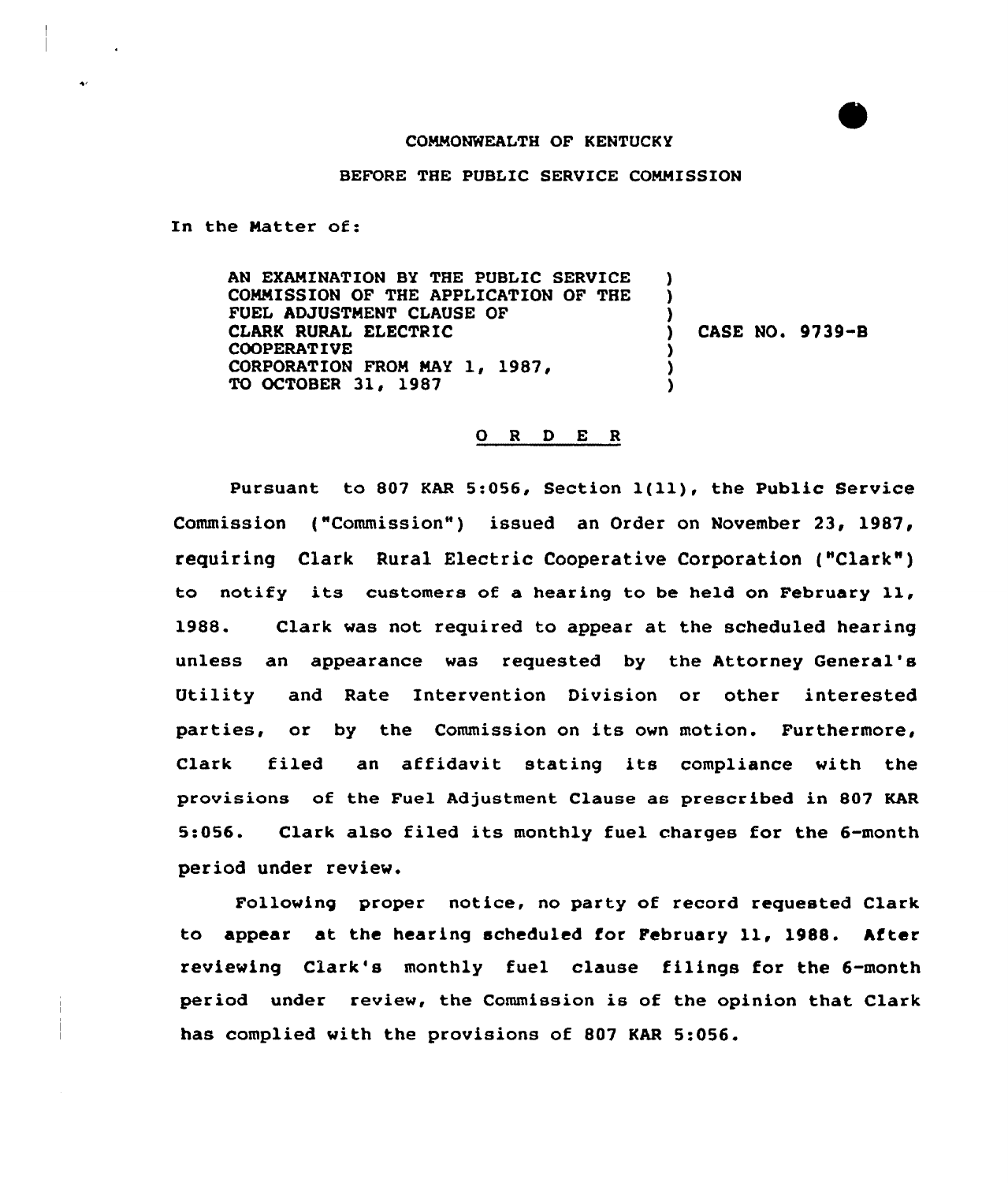COMMONWEALTH OF KENTUCKY

BEFORE THE PUBLIC SERVICE COMMISSION

In the Matter of:

| | | |
|---|---|---|
| AN EXAMINATION BY THE PUBLIC SERVICE COMMISSION OF THE APPLICATION OF THE FUEL ADJUSTMENT CLAUSE OF CLARK RURAL ELECTRIC COOPERATIVE CORPORATION FROM MAY 1, 1987, TO OCTOBER 31, 1987 | ) | CASE NO. 9739-B |

## O R D E R

Pursuant to 807 KAR 5:056, Section 1(11), the Public Service Commission ("Commission") issued an Order on November 23, 1987, requiring Clark Rural Electric Cooperative Corporation ("Clark") to notify its customers of a hearing to be held on February 11, 1988. Clark was not required to appear at the scheduled hearing unless an appearance was requested by the Attorney General's Utility and Rate Intervention Division or other interested parties, or by the Commission on its own motion. Furthermore, Clark filed an affidavit stating its compliance with the provisions of the Fuel Adjustment Clause as prescribed in 807 KAR 5:056. Clark also filed its monthly fuel charges for the 6-month period under review.

Following proper notice, no party of record requested Clark to appear at the hearing scheduled for February 11, 1988. After reviewing Clark's monthly fuel clause filings for the 6-month period under review, the Commission is of the opinion that Clark has complied with the provisions of 807 KAR 5:056.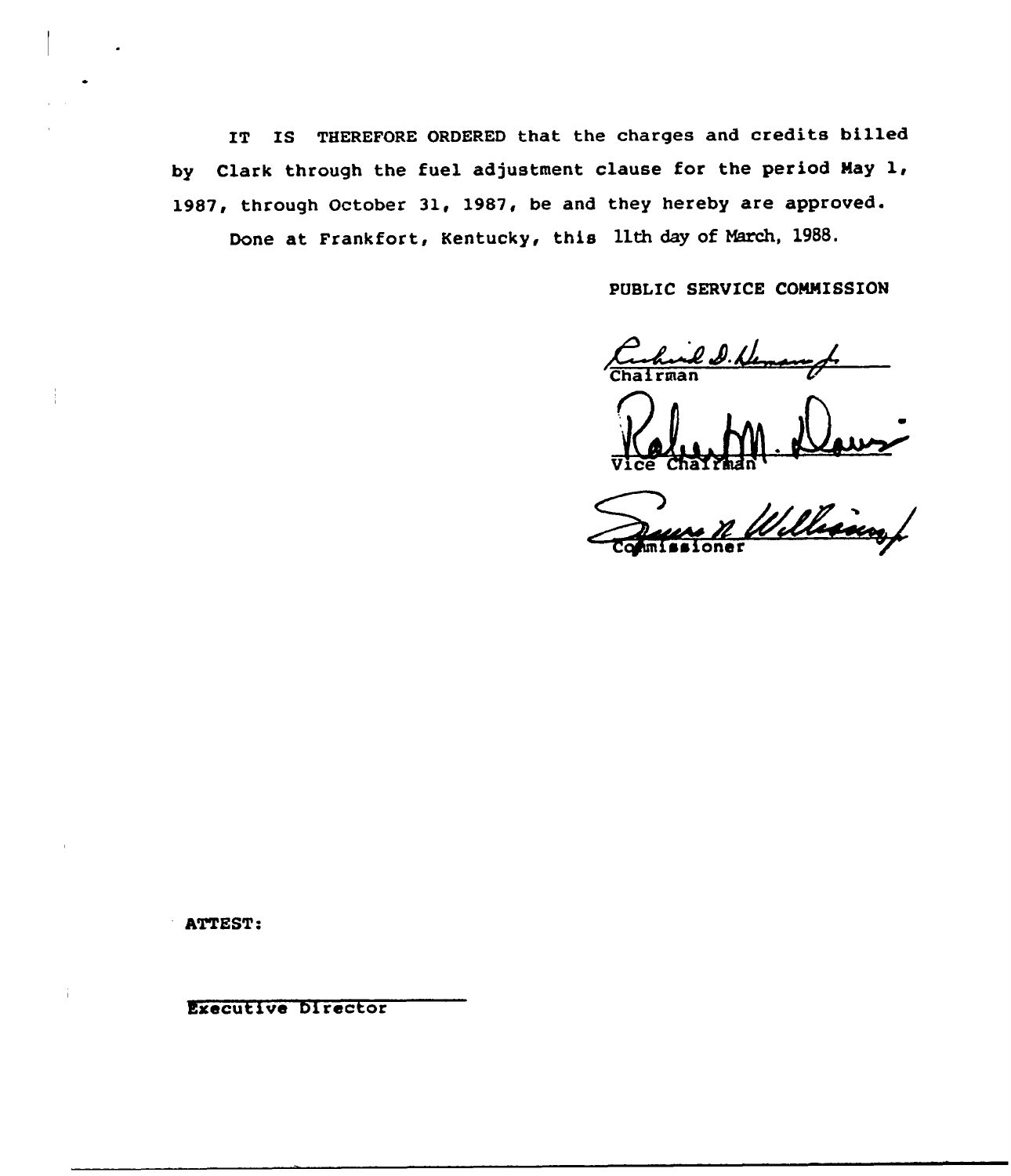IT IS THEREFORE ORDERED that the charges and credits billed by Clark through the fuel adjustment clause for the period May 1, 1987, through October 31, 1987, be and they hereby are approved.

Done at Frankfort, Kentucky, this 11th day of March, 1988.

PUBLIC SERVICE COMMISSION

Chairman

Vice Chairman

Commissioner

ATTEST:

Executive Director